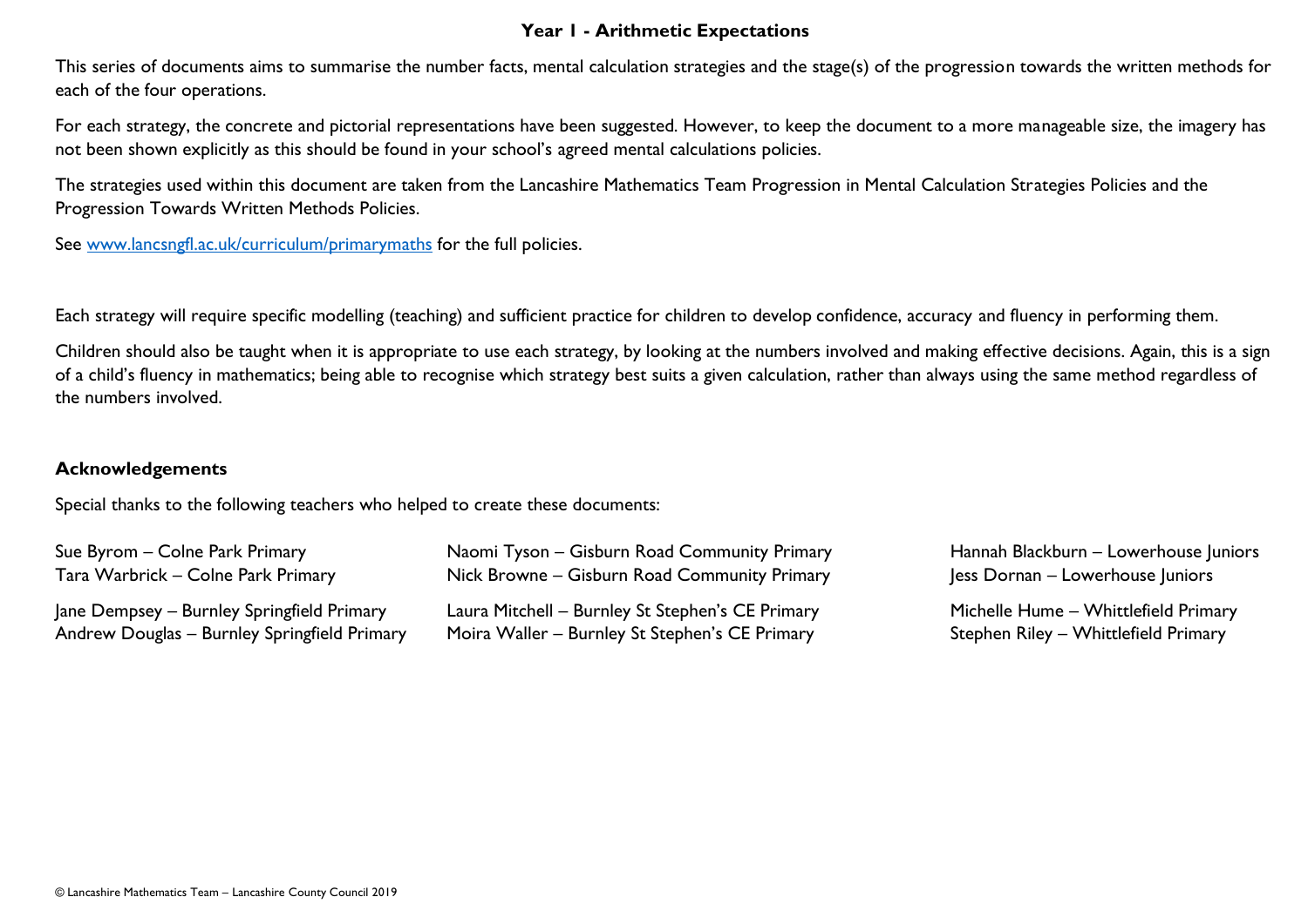# Year 1 - Arithmetic Expectations

This series of documents aims to summarise the number facts, mental calculation strategies and the stage(s) of the progression towards the written methods for each of the four operations.

For each strategy, the concrete and pictorial representations have been suggested. However, to keep the document to a more manageable size, the imagery has not been shown explicitly as this should be found in your school's agreed mental calculations policies.

The strategies used within this document are taken from the Lancashire Mathematics Team Progression in Mental Calculation Strategies Policies and the Progression Towards Written Methods Policies.

See [www.lancsngfl.ac.uk/curriculum/primarymaths](http://www.lancsngfl.ac.uk/curriculum/primarymaths) for the full policies.

Each strategy will require specific modelling (teaching) and sufficient practice for children to develop confidence, accuracy and fluency in performing them.

Children should also be taught when it is appropriate to use each strategy, by looking at the numbers involved and making effective decisions. Again, this is a sign of a child's fluency in mathematics; being able to recognise which strategy best suits a given calculation, rather than always using the same method regardless of the numbers involved.

## Acknowledgements

Special thanks to the following teachers who helped to create these documents:

Sue Byrom – Colne Park Primary
Tara Warbrick – Colne Park Primary

Jane Dempsey – Burnley Springfield Primary
Andrew Douglas – Burnley Springfield Primary

Naomi Tyson – Gisburn Road Community Primary
Nick Browne – Gisburn Road Community Primary

Laura Mitchell – Burnley St Stephen's CE Primary
Moira Waller – Burnley St Stephen's CE Primary

Hannah Blackburn – Lowerhouse Juniors
Jess Dornan – Lowerhouse Juniors

Michelle Hume – Whittlefield Primary
Stephen Riley – Whittlefield Primary

© Lancashire Mathematics Team – Lancashire County Council 2019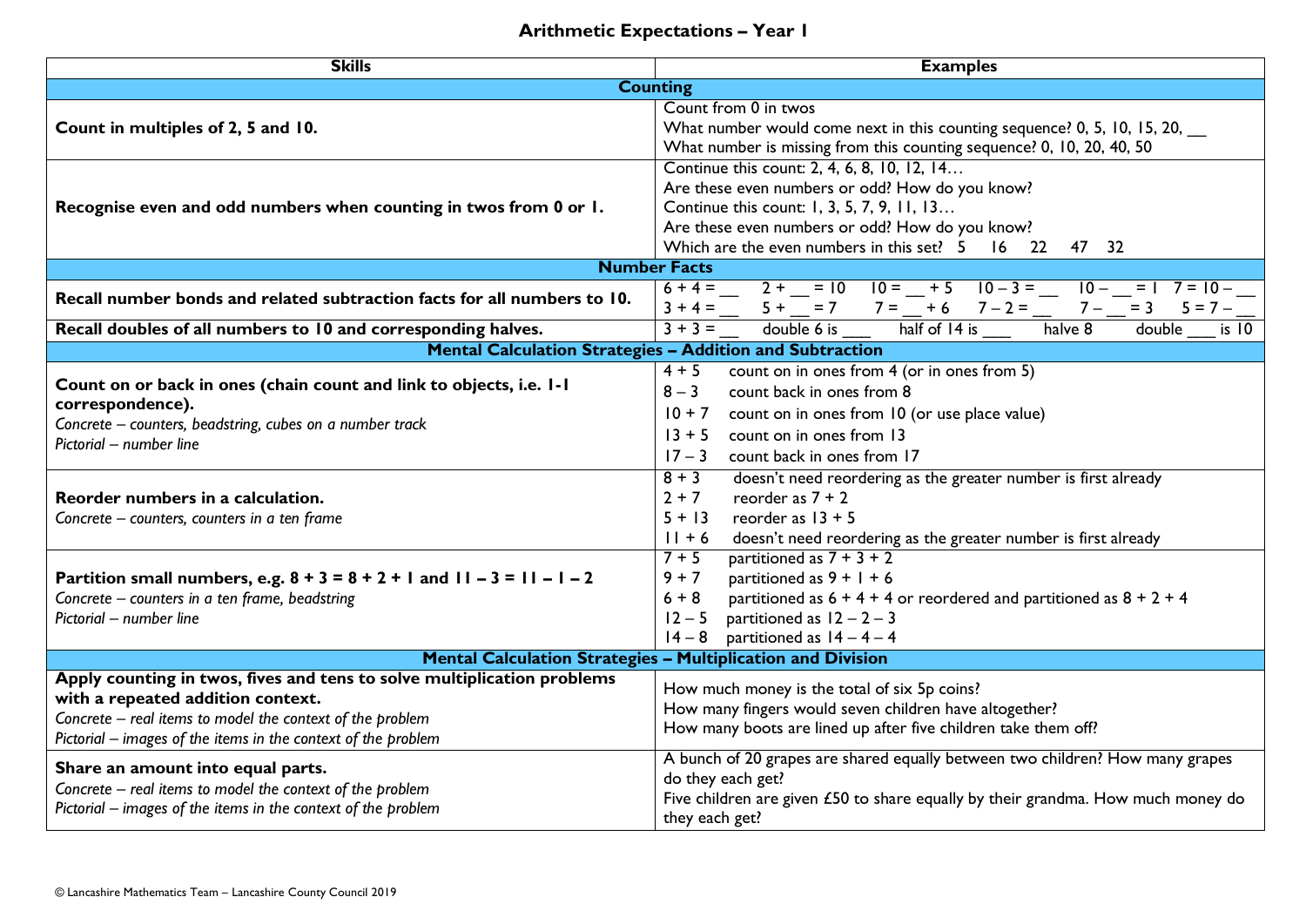# Arithmetic Expectations – Year 1

| Skills | Examples |
|---|---|
| **Counting** | |
| **Count in multiples of 2, 5 and 10.** | Count from 0 in twos<br>What number would come next in this counting sequence? 0, 5, 10, 15, 20, __<br>What number is missing from this counting sequence? 0, 10, 20, 40, 50 |
| **Recognise even and odd numbers when counting in twos from 0 or 1.** | Continue this count: 2, 4, 6, 8, 10, 12, 14…<br>Are these even numbers or odd? How do you know?<br>Continue this count: 1, 3, 5, 7, 9, 11, 13…<br>Are these even numbers or odd? How do you know?<br>Which are the even numbers in this set? 5 16 22 47 32 |
| **Number Facts** | |
| **Recall number bonds and related subtraction facts for all numbers to 10.** | 6 + 4 = __ 2 + __ = 10 10 = __ + 5 10 – 3 = __ 10 – __ = 1 7 = 10 – __<br>3 + 4 = __ 5 + __ = 7 7 = __ + 6 7 – 2 = __ 7 – __ = 3 5 = 7 – __ |
| **Recall doubles of all numbers to 10 and corresponding halves.** | 3 + 3 = __ double 6 is ___ half of 14 is ___ halve 8 double ___ is 10 |
| **Mental Calculation Strategies – Addition and Subtraction** | |
| **Count on or back in ones (chain count and link to objects, i.e. 1-1 correspondence).**<br>*Concrete – counters, beadstring, cubes on a number track*<br>*Pictorial – number line* | 4 + 5 count on in ones from 4 (or in ones from 5)<br>8 – 3 count back in ones from 8<br>10 + 7 count on in ones from 10 (or use place value)<br>13 + 5 count on in ones from 13<br>17 – 3 count back in ones from 17 |
| **Reorder numbers in a calculation.**<br>*Concrete – counters, counters in a ten frame* | 8 + 3 doesn't need reordering as the greater number is first already<br>2 + 7 reorder as 7 + 2<br>5 + 13 reorder as 13 + 5<br>11 + 6 doesn't need reordering as the greater number is first already |
| **Partition small numbers, e.g. 8 + 3 = 8 + 2 + 1 and 11 – 3 = 11 – 1 – 2**<br>*Concrete – counters in a ten frame, beadstring*<br>*Pictorial – number line* | 7 + 5 partitioned as 7 + 3 + 2<br>9 + 7 partitioned as 9 + 1 + 6<br>6 + 8 partitioned as 6 + 4 + 4 or reordered and partitioned as 8 + 2 + 4<br>12 – 5 partitioned as 12 – 2 – 3<br>14 – 8 partitioned as 14 – 4 – 4 |
| **Mental Calculation Strategies – Multiplication and Division** | |
| **Apply counting in twos, fives and tens to solve multiplication problems with a repeated addition context.**<br>*Concrete – real items to model the context of the problem*<br>*Pictorial – images of the items in the context of the problem* | How much money is the total of six 5p coins?<br>How many fingers would seven children have altogether?<br>How many boots are lined up after five children take them off? |
| **Share an amount into equal parts.**<br>*Concrete – real items to model the context of the problem*<br>*Pictorial – images of the items in the context of the problem* | A bunch of 20 grapes are shared equally between two children? How many grapes do they each get?<br>Five children are given £50 to share equally by their grandma. How much money do they each get? |

© Lancashire Mathematics Team – Lancashire County Council 2019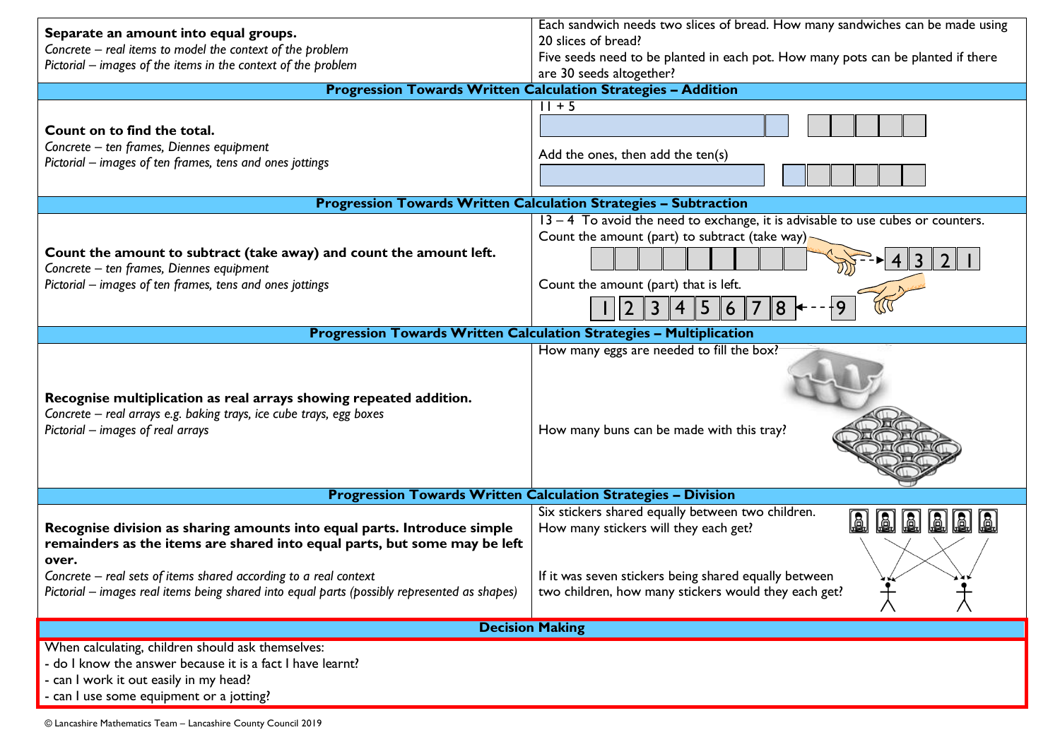| | |
|---|---|
| **Separate an amount into equal groups.**<br>*Concrete – real items to model the context of the problem*<br>*Pictorial – images of the items in the context of the problem* | Each sandwich needs two slices of bread. How many sandwiches can be made using 20 slices of bread?<br>Five seeds need to be planted in each pot. How many pots can be planted if there are 30 seeds altogether? |
| **Progression Towards Written Calculation Strategies – Addition** | |
| **Count on to find the total.**<br>*Concrete – ten frames, Diennes equipment*<br>*Pictorial – images of ten frames, tens and ones jottings* | 11 + 5<br>Add the ones, then add the ten(s) |
| **Progression Towards Written Calculation Strategies – Subtraction** | |
| **Count the amount to subtract (take away) and count the amount left.**<br>*Concrete – ten frames, Diennes equipment*<br>*Pictorial – images of ten frames, tens and ones jottings* | 13 – 4 To avoid the need to exchange, it is advisable to use cubes or counters.<br>Count the amount (part) to subtract (take way)<br>4 3 2 1<br>Count the amount (part) that is left.<br>1 2 3 4 5 6 7 8 9 |
| **Progression Towards Written Calculation Strategies – Multiplication** | |
| **Recognise multiplication as real arrays showing repeated addition.**<br>*Concrete – real arrays e.g. baking trays, ice cube trays, egg boxes*<br>*Pictorial – images of real arrays* | How many eggs are needed to fill the box?<br>How many buns can be made with this tray? |
| **Progression Towards Written Calculation Strategies – Division** | |
| **Recognise division as sharing amounts into equal parts. Introduce simple remainders as the items are shared into equal parts, but some may be left over.**<br>*Concrete – real sets of items shared according to a real context*<br>*Pictorial – images real items being shared into equal parts (possibly represented as shapes)* | Six stickers shared equally between two children. How many stickers will they each get?<br>If it was seven stickers being shared equally between two children, how many stickers would they each get? |

**Decision Making**

When calculating, children should ask themselves:
- do I know the answer because it is a fact I have learnt?
- can I work it out easily in my head?
- can I use some equipment or a jotting?

© Lancashire Mathematics Team – Lancashire County Council 2019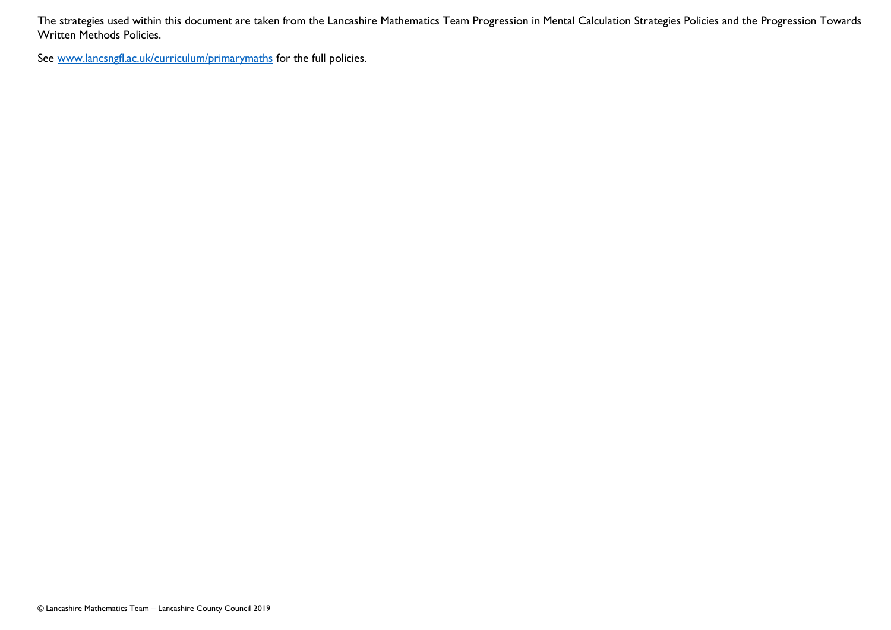The strategies used within this document are taken from the Lancashire Mathematics Team Progression in Mental Calculation Strategies Policies and the Progression Towards Written Methods Policies.

See [www.lancsngfl.ac.uk/curriculum/primarymaths](http://www.lancsngfl.ac.uk/curriculum/primarymaths) for the full policies.

© Lancashire Mathematics Team – Lancashire County Council 2019